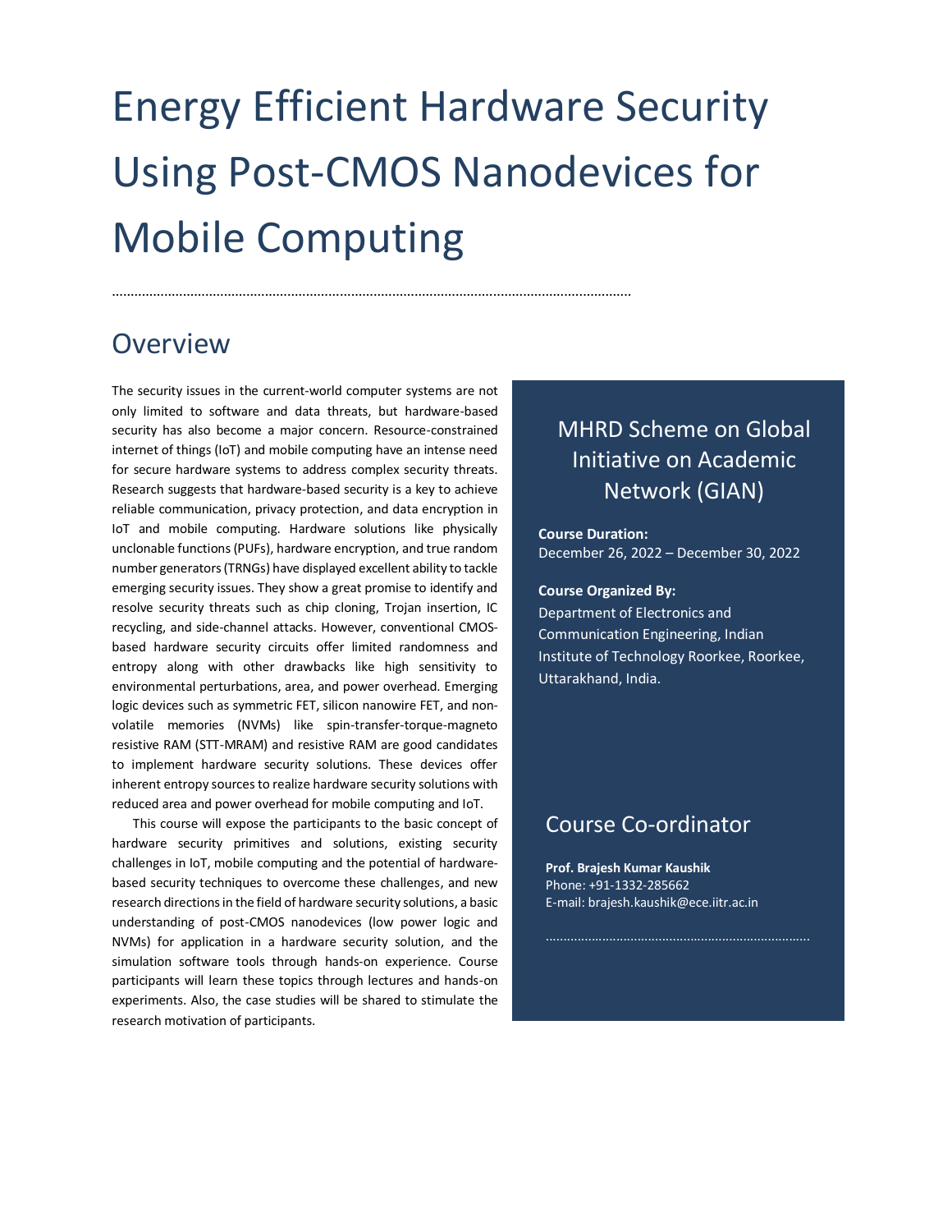# Energy Efficient Hardware Security Using Post-CMOS Nanodevices for Mobile Computing

## Overview

The security issues in the current-world computer systems are not only limited to software and data threats, but hardware-based security has also become a major concern. Resource-constrained internet of things (IoT) and mobile computing have an intense need for secure hardware systems to address complex security threats. Research suggests that hardware-based security is a key to achieve reliable communication, privacy protection, and data encryption in IoT and mobile computing. Hardware solutions like physically unclonable functions (PUFs), hardware encryption, and true random number generators (TRNGs) have displayed excellent ability to tackle emerging security issues. They show a great promise to identify and resolve security threats such as chip cloning, Trojan insertion, IC recycling, and side-channel attacks. However, conventional CMOS-based hardware security circuits offer limited randomness and entropy along with other drawbacks like high sensitivity to environmental perturbations, area, and power overhead. Emerging logic devices such as symmetric FET, silicon nanowire FET, and non-volatile memories (NVMs) like spin-transfer-torque-magneto resistive RAM (STT-MRAM) and resistive RAM are good candidates to implement hardware security solutions. These devices offer inherent entropy sources to realize hardware security solutions with reduced area and power overhead for mobile computing and IoT.

This course will expose the participants to the basic concept of hardware security primitives and solutions, existing security challenges in IoT, mobile computing and the potential of hardware-based security techniques to overcome these challenges, and new research directions in the field of hardware security solutions, a basic understanding of post-CMOS nanodevices (low power logic and NVMs) for application in a hardware security solution, and the simulation software tools through hands-on experience. Course participants will learn these topics through lectures and hands-on experiments. Also, the case studies will be shared to stimulate the research motivation of participants.

## MHRD Scheme on Global Initiative on Academic Network (GIAN)

**Course Duration:**
December 26, 2022 – December 30, 2022

**Course Organized By:**
Department of Electronics and Communication Engineering, Indian Institute of Technology Roorkee, Roorkee, Uttarakhand, India.

## Course Co-ordinator

**Prof. Brajesh Kumar Kaushik**
Phone: +91-1332-285662
E-mail: brajesh.kaushik@ece.iitr.ac.in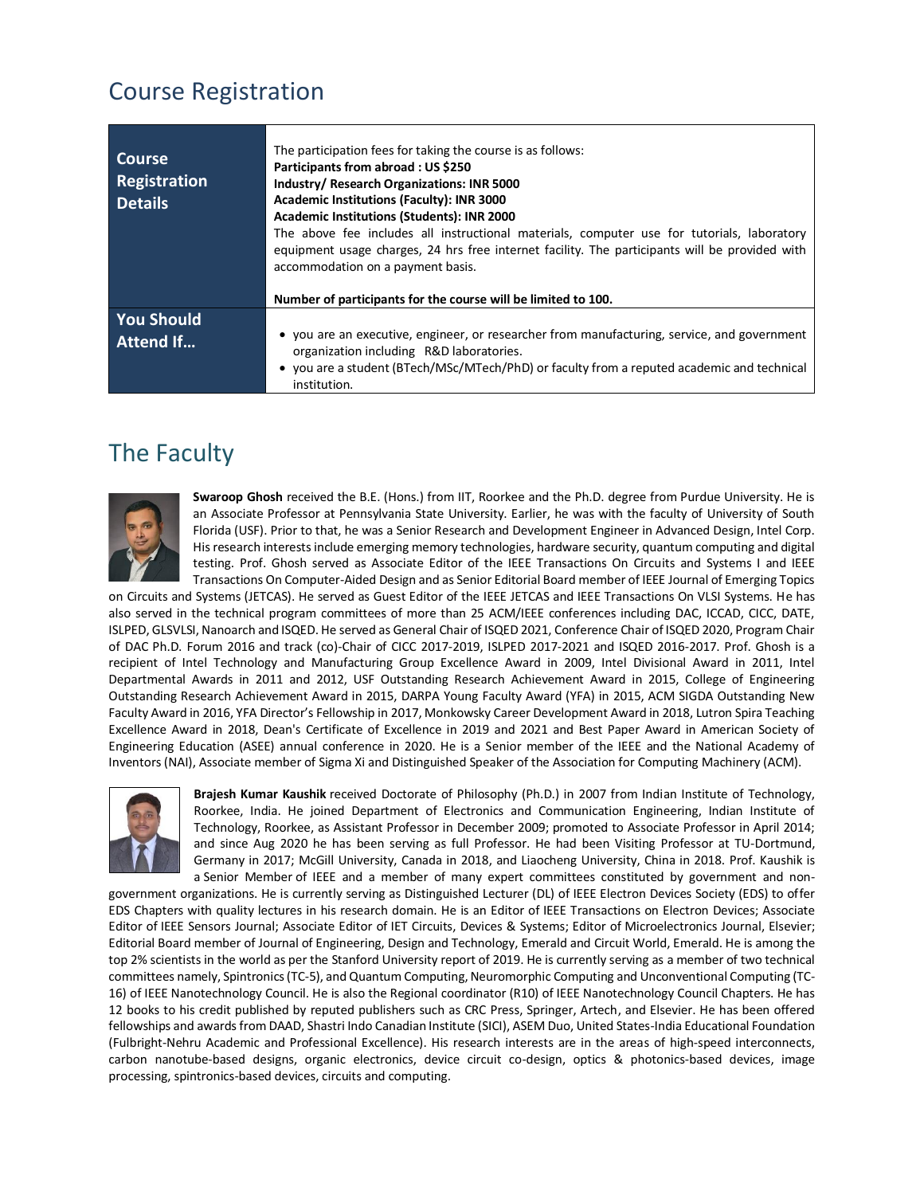# Course Registration

| | |
|---|---|
| **Course Registration Details** | The participation fees for taking the course is as follows:<br>**Participants from abroad : US $250**<br>**Industry/ Research Organizations: INR 5000**<br>**Academic Institutions (Faculty): INR 3000**<br>**Academic Institutions (Students): INR 2000**<br>The above fee includes all instructional materials, computer use for tutorials, laboratory equipment usage charges, 24 hrs free internet facility. The participants will be provided with accommodation on a payment basis.<br><br>**Number of participants for the course will be limited to 100.** |
| **You Should Attend If…** | • you are an executive, engineer, or researcher from manufacturing, service, and government organization including R&D laboratories.<br>• you are a student (BTech/MSc/MTech/PhD) or faculty from a reputed academic and technical institution. |

# The Faculty

**Swaroop Ghosh** received the B.E. (Hons.) from IIT, Roorkee and the Ph.D. degree from Purdue University. He is an Associate Professor at Pennsylvania State University. Earlier, he was with the faculty of University of South Florida (USF). Prior to that, he was a Senior Research and Development Engineer in Advanced Design, Intel Corp. His research interests include emerging memory technologies, hardware security, quantum computing and digital testing. Prof. Ghosh served as Associate Editor of the IEEE Transactions On Circuits and Systems I and IEEE Transactions On Computer-Aided Design and as Senior Editorial Board member of IEEE Journal of Emerging Topics on Circuits and Systems (JETCAS). He served as Guest Editor of the IEEE JETCAS and IEEE Transactions On VLSI Systems. He has also served in the technical program committees of more than 25 ACM/IEEE conferences including DAC, ICCAD, CICC, DATE, ISLPED, GLSVLSI, Nanoarch and ISQED. He served as General Chair of ISQED 2021, Conference Chair of ISQED 2020, Program Chair of DAC Ph.D. Forum 2016 and track (co)-Chair of CICC 2017-2019, ISLPED 2017-2021 and ISQED 2016-2017. Prof. Ghosh is a recipient of Intel Technology and Manufacturing Group Excellence Award in 2009, Intel Divisional Award in 2011, Intel Departmental Awards in 2011 and 2012, USF Outstanding Research Achievement Award in 2015, College of Engineering Outstanding Research Achievement Award in 2015, DARPA Young Faculty Award (YFA) in 2015, ACM SIGDA Outstanding New Faculty Award in 2016, YFA Director's Fellowship in 2017, Monkowsky Career Development Award in 2018, Lutron Spira Teaching Excellence Award in 2018, Dean's Certificate of Excellence in 2019 and 2021 and Best Paper Award in American Society of Engineering Education (ASEE) annual conference in 2020. He is a Senior member of the IEEE and the National Academy of Inventors (NAI), Associate member of Sigma Xi and Distinguished Speaker of the Association for Computing Machinery (ACM).

**Brajesh Kumar Kaushik** received Doctorate of Philosophy (Ph.D.) in 2007 from Indian Institute of Technology, Roorkee, India. He joined Department of Electronics and Communication Engineering, Indian Institute of Technology, Roorkee, as Assistant Professor in December 2009; promoted to Associate Professor in April 2014; and since Aug 2020 he has been serving as full Professor. He had been Visiting Professor at TU-Dortmund, Germany in 2017; McGill University, Canada in 2018, and Liaocheng University, China in 2018. Prof. Kaushik is a Senior Member of IEEE and a member of many expert committees constituted by government and non-government organizations. He is currently serving as Distinguished Lecturer (DL) of IEEE Electron Devices Society (EDS) to offer EDS Chapters with quality lectures in his research domain. He is an Editor of IEEE Transactions on Electron Devices; Associate Editor of IEEE Sensors Journal; Associate Editor of IET Circuits, Devices & Systems; Editor of Microelectronics Journal, Elsevier; Editorial Board member of Journal of Engineering, Design and Technology, Emerald and Circuit World, Emerald. He is among the top 2% scientists in the world as per the Stanford University report of 2019. He is currently serving as a member of two technical committees namely, Spintronics (TC-5), and Quantum Computing, Neuromorphic Computing and Unconventional Computing (TC-16) of IEEE Nanotechnology Council. He is also the Regional coordinator (R10) of IEEE Nanotechnology Council Chapters. He has 12 books to his credit published by reputed publishers such as CRC Press, Springer, Artech, and Elsevier. He has been offered fellowships and awards from DAAD, Shastri Indo Canadian Institute (SICI), ASEM Duo, United States-India Educational Foundation (Fulbright-Nehru Academic and Professional Excellence). His research interests are in the areas of high-speed interconnects, carbon nanotube-based designs, organic electronics, device circuit co-design, optics & photonics-based devices, image processing, spintronics-based devices, circuits and computing.